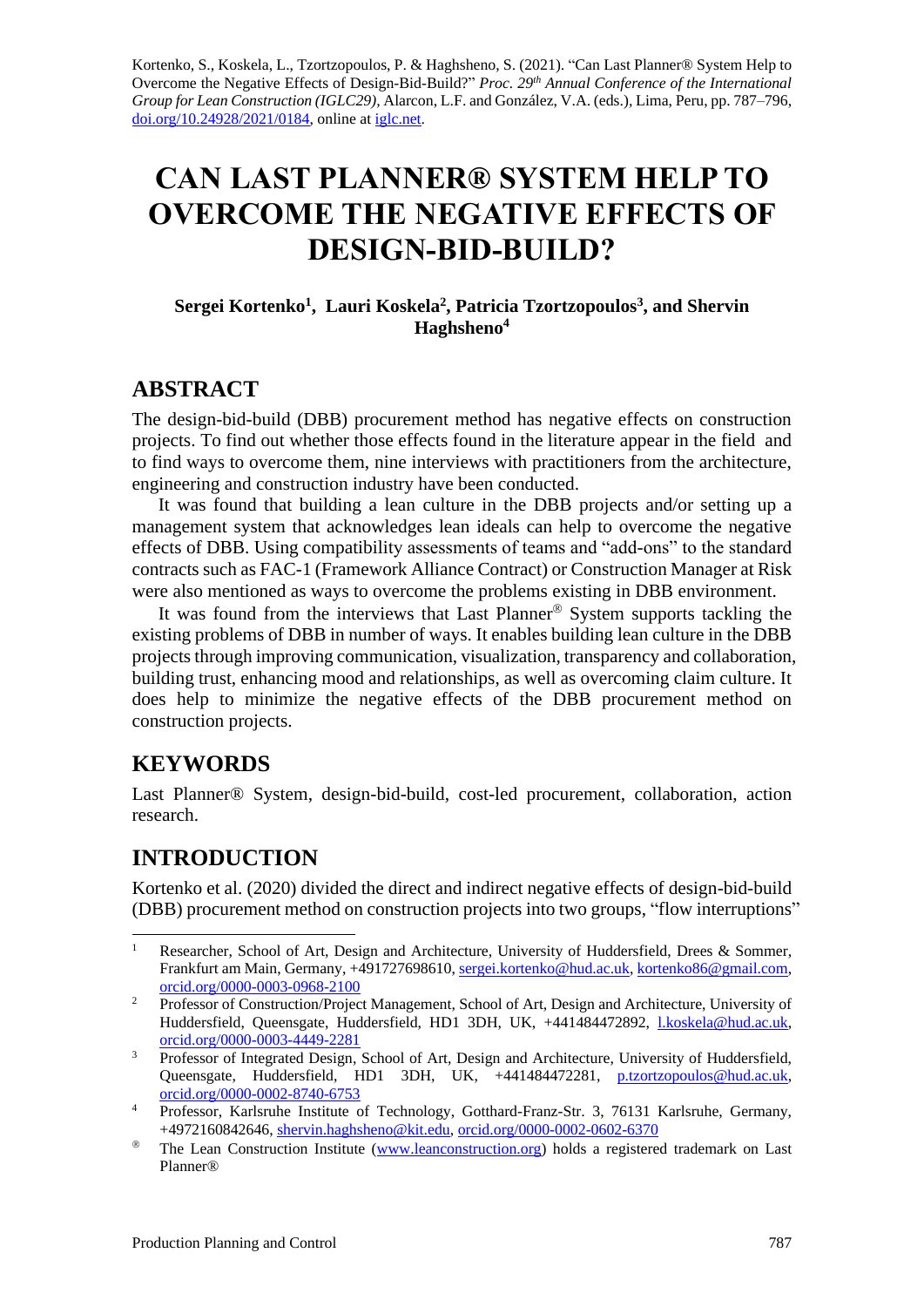Kortenko, S., Koskela, L., Tzortzopoulos, P. & Haghsheno, S. (2021). "Can Last Planner® System Help to Overcome the Negative Effects of Design-Bid-Build?" *Proc. 29th Annual Conference of the International Group for Lean Construction (IGLC29),* Alarcon, L.F. and González, V.A. (eds.), Lima, Peru, pp. 787–796, doi.org/10.24928/2021/0184, online at iglc.net.

# CAN LAST PLANNER® SYSTEM HELP TO OVERCOME THE NEGATIVE EFFECTS OF DESIGN-BID-BUILD?

**Sergei Kortenko[1], Lauri Koskela[2], Patricia Tzortzopoulos[3], and Shervin Haghsheno[4]**

## ABSTRACT

The design-bid-build (DBB) procurement method has negative effects on construction projects. To find out whether those effects found in the literature appear in the field and to find ways to overcome them, nine interviews with practitioners from the architecture, engineering and construction industry have been conducted.

It was found that building a lean culture in the DBB projects and/or setting up a management system that acknowledges lean ideals can help to overcome the negative effects of DBB. Using compatibility assessments of teams and "add-ons" to the standard contracts such as FAC-1 (Framework Alliance Contract) or Construction Manager at Risk were also mentioned as ways to overcome the problems existing in DBB environment.

It was found from the interviews that Last Planner® System supports tackling the existing problems of DBB in number of ways. It enables building lean culture in the DBB projects through improving communication, visualization, transparency and collaboration, building trust, enhancing mood and relationships, as well as overcoming claim culture. It does help to minimize the negative effects of the DBB procurement method on construction projects.

## KEYWORDS

Last Planner® System, design-bid-build, cost-led procurement, collaboration, action research.

## INTRODUCTION

Kortenko et al. (2020) divided the direct and indirect negative effects of design-bid-build (DBB) procurement method on construction projects into two groups, "flow interruptions"

---

[1] Researcher, School of Art, Design and Architecture, University of Huddersfield, Drees & Sommer, Frankfurt am Main, Germany, +491727698610, sergei.kortenko@hud.ac.uk, kortenko86@gmail.com, orcid.org/0000-0003-0968-2100

[2] Professor of Construction/Project Management, School of Art, Design and Architecture, University of Huddersfield, Queensgate, Huddersfield, HD1 3DH, UK, +441484472892, l.koskela@hud.ac.uk, orcid.org/0000-0003-4449-2281

[3] Professor of Integrated Design, School of Art, Design and Architecture, University of Huddersfield, Queensgate, Huddersfield, HD1 3DH, UK, +441484472281, p.tzortzopoulos@hud.ac.uk, orcid.org/0000-0002-8740-6753

[4] Professor, Karlsruhe Institute of Technology, Gotthard-Franz-Str. 3, 76131 Karlsruhe, Germany, +4972160842646, shervin.haghsheno@kit.edu, orcid.org/0000-0002-0602-6370

® The Lean Construction Institute (www.leanconstruction.org) holds a registered trademark on Last Planner®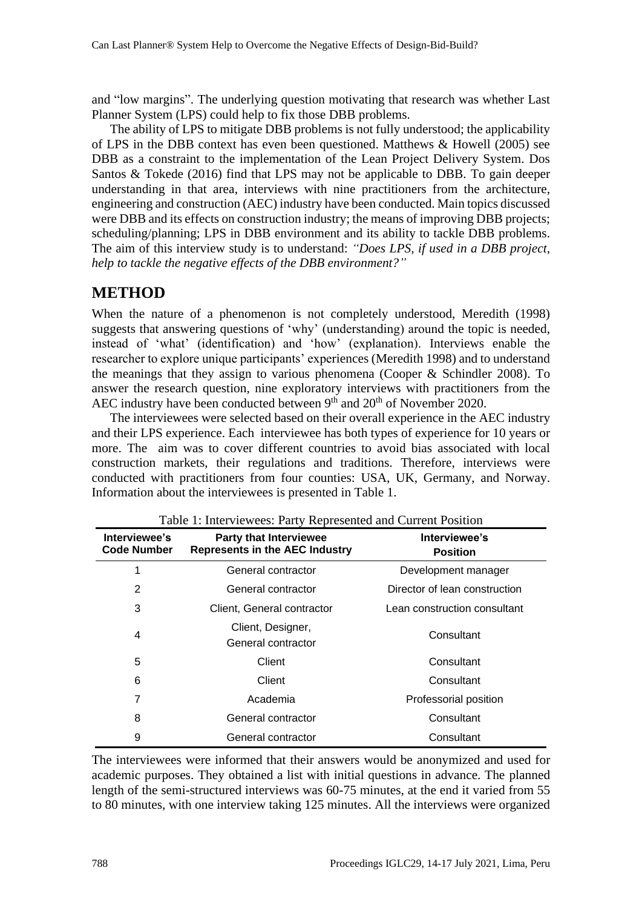and "low margins". The underlying question motivating that research was whether Last Planner System (LPS) could help to fix those DBB problems.

The ability of LPS to mitigate DBB problems is not fully understood; the applicability of LPS in the DBB context has even been questioned. Matthews & Howell (2005) see DBB as a constraint to the implementation of the Lean Project Delivery System. Dos Santos & Tokede (2016) find that LPS may not be applicable to DBB. To gain deeper understanding in that area, interviews with nine practitioners from the architecture, engineering and construction (AEC) industry have been conducted. Main topics discussed were DBB and its effects on construction industry; the means of improving DBB projects; scheduling/planning; LPS in DBB environment and its ability to tackle DBB problems. The aim of this interview study is to understand: *"Does LPS, if used in a DBB project, help to tackle the negative effects of the DBB environment?"*

# METHOD

When the nature of a phenomenon is not completely understood, Meredith (1998) suggests that answering questions of 'why' (understanding) around the topic is needed, instead of 'what' (identification) and 'how' (explanation). Interviews enable the researcher to explore unique participants' experiences (Meredith 1998) and to understand the meanings that they assign to various phenomena (Cooper & Schindler 2008). To answer the research question, nine exploratory interviews with practitioners from the AEC industry have been conducted between 9th and 20th of November 2020.

The interviewees were selected based on their overall experience in the AEC industry and their LPS experience. Each interviewee has both types of experience for 10 years or more. The aim was to cover different countries to avoid bias associated with local construction markets, their regulations and traditions. Therefore, interviews were conducted with practitioners from four counties: USA, UK, Germany, and Norway. Information about the interviewees is presented in Table 1.

Table 1: Interviewees: Party Represented and Current Position

| Interviewee's Code Number | Party that Interviewee Represents in the AEC Industry | Interviewee's Position |
|---|---|---|
| 1 | General contractor | Development manager |
| 2 | General contractor | Director of lean construction |
| 3 | Client, General contractor | Lean construction consultant |
| 4 | Client, Designer, General contractor | Consultant |
| 5 | Client | Consultant |
| 6 | Client | Consultant |
| 7 | Academia | Professorial position |
| 8 | General contractor | Consultant |
| 9 | General contractor | Consultant |

The interviewees were informed that their answers would be anonymized and used for academic purposes. They obtained a list with initial questions in advance. The planned length of the semi-structured interviews was 60-75 minutes, at the end it varied from 55 to 80 minutes, with one interview taking 125 minutes. All the interviews were organized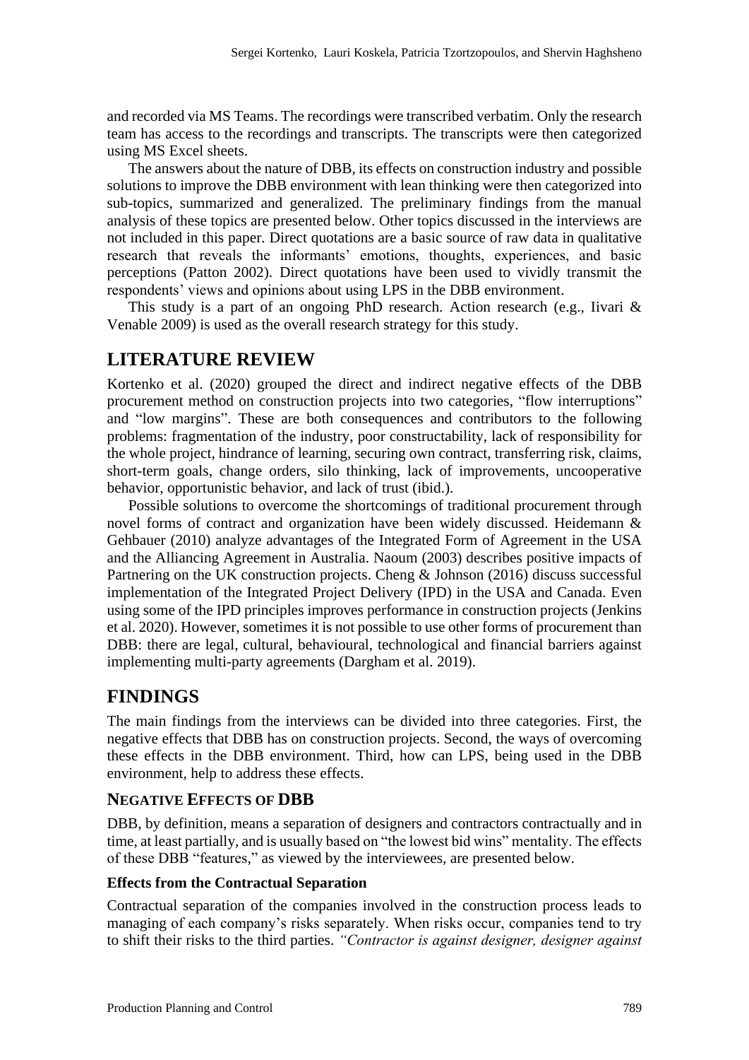and recorded via MS Teams. The recordings were transcribed verbatim. Only the research team has access to the recordings and transcripts. The transcripts were then categorized using MS Excel sheets.

The answers about the nature of DBB, its effects on construction industry and possible solutions to improve the DBB environment with lean thinking were then categorized into sub-topics, summarized and generalized. The preliminary findings from the manual analysis of these topics are presented below. Other topics discussed in the interviews are not included in this paper. Direct quotations are a basic source of raw data in qualitative research that reveals the informants' emotions, thoughts, experiences, and basic perceptions (Patton 2002). Direct quotations have been used to vividly transmit the respondents' views and opinions about using LPS in the DBB environment.

This study is a part of an ongoing PhD research. Action research (e.g., Iivari & Venable 2009) is used as the overall research strategy for this study.

# LITERATURE REVIEW

Kortenko et al. (2020) grouped the direct and indirect negative effects of the DBB procurement method on construction projects into two categories, "flow interruptions" and "low margins". These are both consequences and contributors to the following problems: fragmentation of the industry, poor constructability, lack of responsibility for the whole project, hindrance of learning, securing own contract, transferring risk, claims, short-term goals, change orders, silo thinking, lack of improvements, uncooperative behavior, opportunistic behavior, and lack of trust (ibid.).

Possible solutions to overcome the shortcomings of traditional procurement through novel forms of contract and organization have been widely discussed. Heidemann & Gehbauer (2010) analyze advantages of the Integrated Form of Agreement in the USA and the Alliancing Agreement in Australia. Naoum (2003) describes positive impacts of Partnering on the UK construction projects. Cheng & Johnson (2016) discuss successful implementation of the Integrated Project Delivery (IPD) in the USA and Canada. Even using some of the IPD principles improves performance in construction projects (Jenkins et al. 2020). However, sometimes it is not possible to use other forms of procurement than DBB: there are legal, cultural, behavioural, technological and financial barriers against implementing multi-party agreements (Dargham et al. 2019).

# FINDINGS

The main findings from the interviews can be divided into three categories. First, the negative effects that DBB has on construction projects. Second, the ways of overcoming these effects in the DBB environment. Third, how can LPS, being used in the DBB environment, help to address these effects.

## NEGATIVE EFFECTS OF DBB

DBB, by definition, means a separation of designers and contractors contractually and in time, at least partially, and is usually based on "the lowest bid wins" mentality. The effects of these DBB "features," as viewed by the interviewees, are presented below.

### Effects from the Contractual Separation

Contractual separation of the companies involved in the construction process leads to managing of each company's risks separately. When risks occur, companies tend to try to shift their risks to the third parties. *"Contractor is against designer, designer against*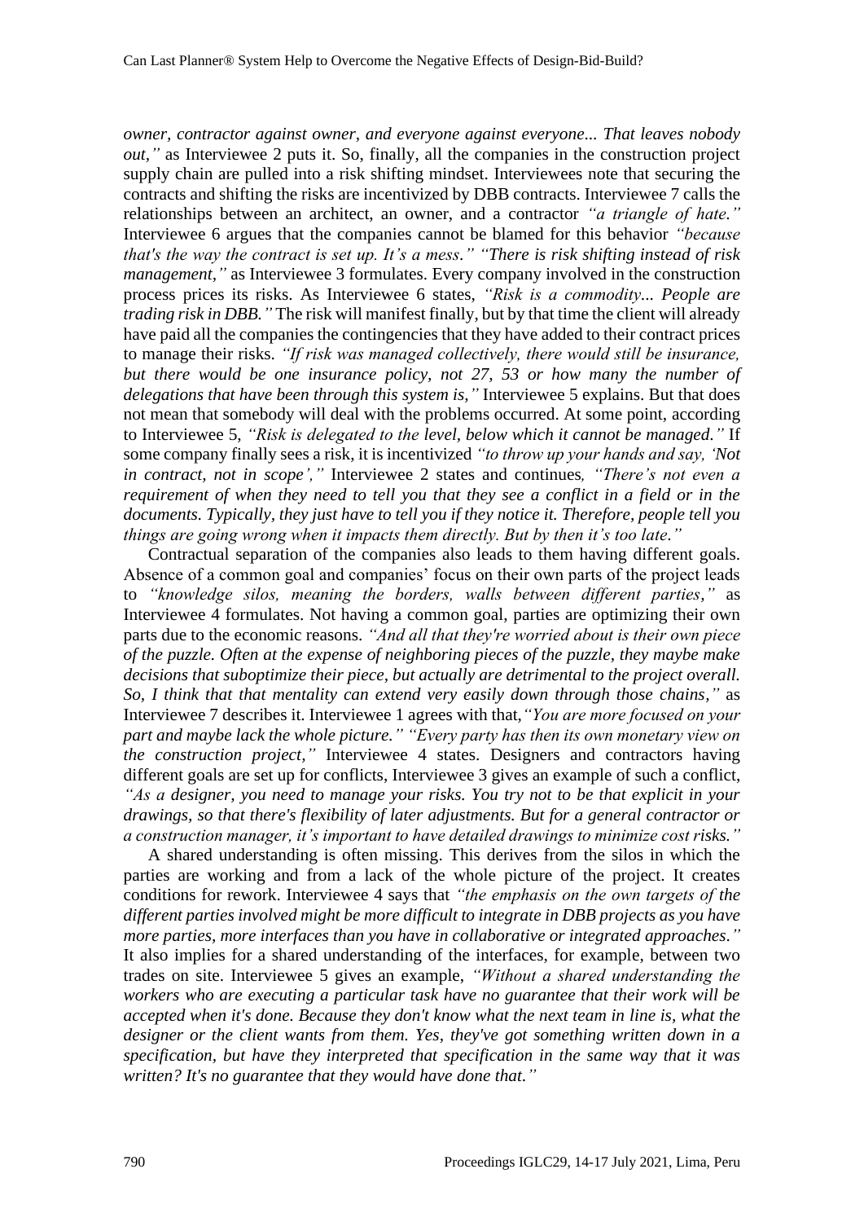*owner, contractor against owner, and everyone against everyone... That leaves nobody out,"* as Interviewee 2 puts it. So, finally, all the companies in the construction project supply chain are pulled into a risk shifting mindset. Interviewees note that securing the contracts and shifting the risks are incentivized by DBB contracts. Interviewee 7 calls the relationships between an architect, an owner, and a contractor *"a triangle of hate."* Interviewee 6 argues that the companies cannot be blamed for this behavior *"because that's the way the contract is set up. It's a mess." "There is risk shifting instead of risk management,"* as Interviewee 3 formulates. Every company involved in the construction process prices its risks. As Interviewee 6 states, *"Risk is a commodity... People are trading risk in DBB."* The risk will manifest finally, but by that time the client will already have paid all the companies the contingencies that they have added to their contract prices to manage their risks. *"If risk was managed collectively, there would still be insurance, but there would be one insurance policy, not 27, 53 or how many the number of delegations that have been through this system is,"* Interviewee 5 explains. But that does not mean that somebody will deal with the problems occurred. At some point, according to Interviewee 5, *"Risk is delegated to the level, below which it cannot be managed."* If some company finally sees a risk, it is incentivized *"to throw up your hands and say, 'Not in contract, not in scope',"* Interviewee 2 states and continues, *"There's not even a requirement of when they need to tell you that they see a conflict in a field or in the documents. Typically, they just have to tell you if they notice it. Therefore, people tell you things are going wrong when it impacts them directly. But by then it's too late."*

Contractual separation of the companies also leads to them having different goals. Absence of a common goal and companies' focus on their own parts of the project leads to *"knowledge silos, meaning the borders, walls between different parties,"* as Interviewee 4 formulates. Not having a common goal, parties are optimizing their own parts due to the economic reasons. *"And all that they're worried about is their own piece of the puzzle. Often at the expense of neighboring pieces of the puzzle, they maybe make decisions that suboptimize their piece, but actually are detrimental to the project overall. So, I think that that mentality can extend very easily down through those chains,"* as Interviewee 7 describes it. Interviewee 1 agrees with that, *"You are more focused on your part and maybe lack the whole picture." "Every party has then its own monetary view on the construction project,"* Interviewee 4 states. Designers and contractors having different goals are set up for conflicts, Interviewee 3 gives an example of such a conflict, *"As a designer, you need to manage your risks. You try not to be that explicit in your drawings, so that there's flexibility of later adjustments. But for a general contractor or a construction manager, it's important to have detailed drawings to minimize cost risks."*

A shared understanding is often missing. This derives from the silos in which the parties are working and from a lack of the whole picture of the project. It creates conditions for rework. Interviewee 4 says that *"the emphasis on the own targets of the different parties involved might be more difficult to integrate in DBB projects as you have more parties, more interfaces than you have in collaborative or integrated approaches."* It also implies for a shared understanding of the interfaces, for example, between two trades on site. Interviewee 5 gives an example, *"Without a shared understanding the workers who are executing a particular task have no guarantee that their work will be accepted when it's done. Because they don't know what the next team in line is, what the designer or the client wants from them. Yes, they've got something written down in a specification, but have they interpreted that specification in the same way that it was written? It's no guarantee that they would have done that."*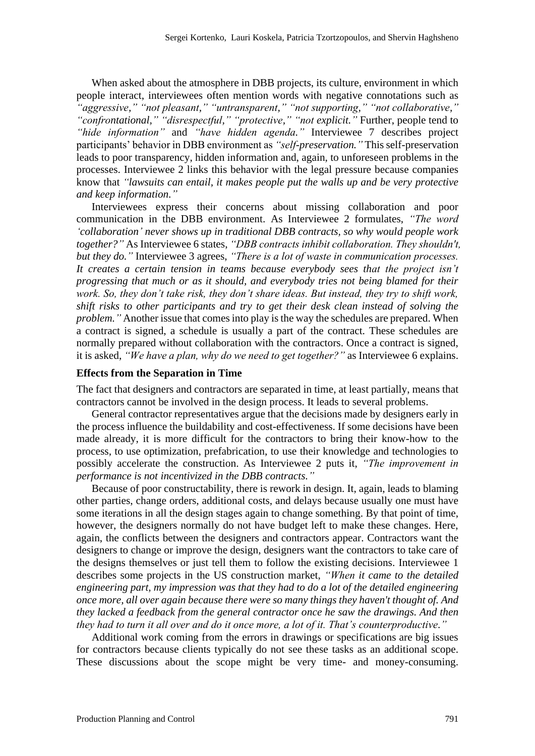When asked about the atmosphere in DBB projects, its culture, environment in which people interact, interviewees often mention words with negative connotations such as *"aggressive," "not pleasant," "untransparent," "not supporting," "not collaborative," "confrontational," "disrespectful," "protective," "not explicit."* Further, people tend to *"hide information"* and *"have hidden agenda."* Interviewee 7 describes project participants' behavior in DBB environment as *"self-preservation."* This self-preservation leads to poor transparency, hidden information and, again, to unforeseen problems in the processes. Interviewee 2 links this behavior with the legal pressure because companies know that *"lawsuits can entail, it makes people put the walls up and be very protective and keep information."*

Interviewees express their concerns about missing collaboration and poor communication in the DBB environment. As Interviewee 2 formulates, *"The word 'collaboration' never shows up in traditional DBB contracts, so why would people work together?"* As Interviewee 6 states, *"DBB contracts inhibit collaboration. They shouldn't, but they do."* Interviewee 3 agrees, *"There is a lot of waste in communication processes. It creates a certain tension in teams because everybody sees that the project isn't progressing that much or as it should, and everybody tries not being blamed for their work. So, they don't take risk, they don't share ideas. But instead, they try to shift work, shift risks to other participants and try to get their desk clean instead of solving the problem."* Another issue that comes into play is the way the schedules are prepared. When a contract is signed, a schedule is usually a part of the contract. These schedules are normally prepared without collaboration with the contractors. Once a contract is signed, it is asked, *"We have a plan, why do we need to get together?"* as Interviewee 6 explains.

### Effects from the Separation in Time

The fact that designers and contractors are separated in time, at least partially, means that contractors cannot be involved in the design process. It leads to several problems.

General contractor representatives argue that the decisions made by designers early in the process influence the buildability and cost-effectiveness. If some decisions have been made already, it is more difficult for the contractors to bring their know-how to the process, to use optimization, prefabrication, to use their knowledge and technologies to possibly accelerate the construction. As Interviewee 2 puts it, *"The improvement in performance is not incentivized in the DBB contracts."*

Because of poor constructability, there is rework in design. It, again, leads to blaming other parties, change orders, additional costs, and delays because usually one must have some iterations in all the design stages again to change something. By that point of time, however, the designers normally do not have budget left to make these changes. Here, again, the conflicts between the designers and contractors appear. Contractors want the designers to change or improve the design, designers want the contractors to take care of the designs themselves or just tell them to follow the existing decisions. Interviewee 1 describes some projects in the US construction market, *"When it came to the detailed engineering part, my impression was that they had to do a lot of the detailed engineering once more, all over again because there were so many things they haven't thought of. And they lacked a feedback from the general contractor once he saw the drawings. And then they had to turn it all over and do it once more, a lot of it. That's counterproductive."*

Additional work coming from the errors in drawings or specifications are big issues for contractors because clients typically do not see these tasks as an additional scope. These discussions about the scope might be very time- and money-consuming.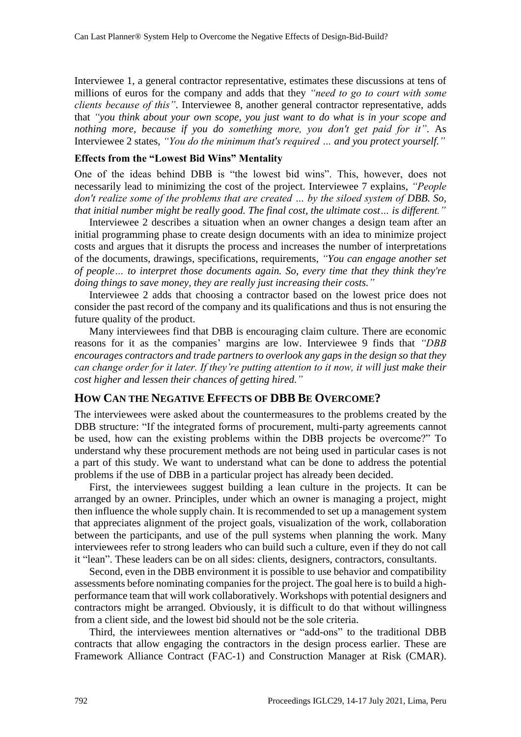Interviewee 1, a general contractor representative, estimates these discussions at tens of millions of euros for the company and adds that they *"need to go to court with some clients because of this"*. Interviewee 8, another general contractor representative, adds that *"you think about your own scope, you just want to do what is in your scope and nothing more, because if you do something more, you don't get paid for it"*. As Interviewee 2 states, *"You do the minimum that's required … and you protect yourself."*

### Effects from the "Lowest Bid Wins" Mentality

One of the ideas behind DBB is "the lowest bid wins". This, however, does not necessarily lead to minimizing the cost of the project. Interviewee 7 explains, *"People don't realize some of the problems that are created … by the siloed system of DBB. So, that initial number might be really good. The final cost, the ultimate cost… is different."*

Interviewee 2 describes a situation when an owner changes a design team after an initial programming phase to create design documents with an idea to minimize project costs and argues that it disrupts the process and increases the number of interpretations of the documents, drawings, specifications, requirements, *"You can engage another set of people… to interpret those documents again. So, every time that they think they're doing things to save money, they are really just increasing their costs."*

Interviewee 2 adds that choosing a contractor based on the lowest price does not consider the past record of the company and its qualifications and thus is not ensuring the future quality of the product.

Many interviewees find that DBB is encouraging claim culture. There are economic reasons for it as the companies' margins are low. Interviewee 9 finds that *"DBB encourages contractors and trade partners to overlook any gaps in the design so that they can change order for it later. If they're putting attention to it now, it will just make their cost higher and lessen their chances of getting hired."*

## How Can the Negative Effects of DBB Be Overcome?

The interviewees were asked about the countermeasures to the problems created by the DBB structure: "If the integrated forms of procurement, multi-party agreements cannot be used, how can the existing problems within the DBB projects be overcome?" To understand why these procurement methods are not being used in particular cases is not a part of this study. We want to understand what can be done to address the potential problems if the use of DBB in a particular project has already been decided.

First, the interviewees suggest building a lean culture in the projects. It can be arranged by an owner. Principles, under which an owner is managing a project, might then influence the whole supply chain. It is recommended to set up a management system that appreciates alignment of the project goals, visualization of the work, collaboration between the participants, and use of the pull systems when planning the work. Many interviewees refer to strong leaders who can build such a culture, even if they do not call it "lean". These leaders can be on all sides: clients, designers, contractors, consultants.

Second, even in the DBB environment it is possible to use behavior and compatibility assessments before nominating companies for the project. The goal here is to build a high-performance team that will work collaboratively. Workshops with potential designers and contractors might be arranged. Obviously, it is difficult to do that without willingness from a client side, and the lowest bid should not be the sole criteria.

Third, the interviewees mention alternatives or "add-ons" to the traditional DBB contracts that allow engaging the contractors in the design process earlier. These are Framework Alliance Contract (FAC-1) and Construction Manager at Risk (CMAR).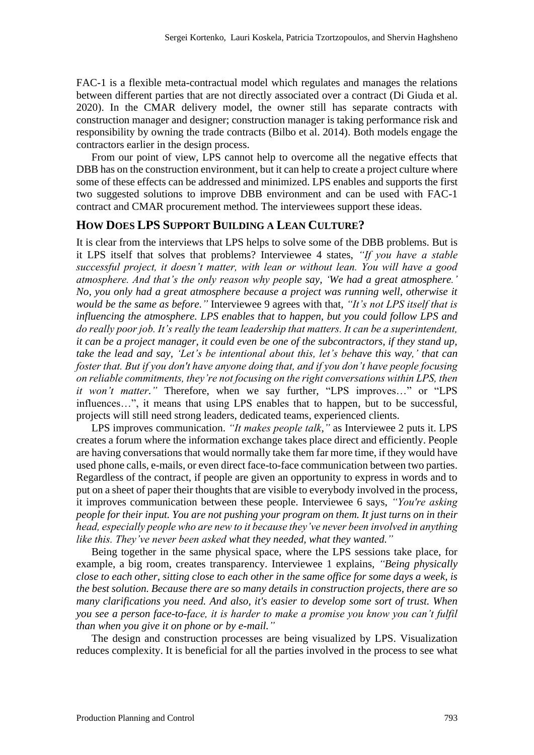FAC-1 is a flexible meta-contractual model which regulates and manages the relations between different parties that are not directly associated over a contract (Di Giuda et al. 2020). In the CMAR delivery model, the owner still has separate contracts with construction manager and designer; construction manager is taking performance risk and responsibility by owning the trade contracts (Bilbo et al. 2014). Both models engage the contractors earlier in the design process.

From our point of view, LPS cannot help to overcome all the negative effects that DBB has on the construction environment, but it can help to create a project culture where some of these effects can be addressed and minimized. LPS enables and supports the first two suggested solutions to improve DBB environment and can be used with FAC-1 contract and CMAR procurement method. The interviewees support these ideas.

## HOW DOES LPS SUPPORT BUILDING A LEAN CULTURE?

It is clear from the interviews that LPS helps to solve some of the DBB problems. But is it LPS itself that solves that problems? Interviewee 4 states, *"If you have a stable successful project, it doesn't matter, with lean or without lean. You will have a good atmosphere. And that's the only reason why people say, 'We had a great atmosphere.' No, you only had a great atmosphere because a project was running well, otherwise it would be the same as before."* Interviewee 9 agrees with that, *"It's not LPS itself that is influencing the atmosphere. LPS enables that to happen, but you could follow LPS and do really poor job. It's really the team leadership that matters. It can be a superintendent, it can be a project manager, it could even be one of the subcontractors, if they stand up, take the lead and say, 'Let's be intentional about this, let's behave this way,' that can foster that. But if you don't have anyone doing that, and if you don't have people focusing on reliable commitments, they're not focusing on the right conversations within LPS, then it won't matter."* Therefore, when we say further, "LPS improves…" or "LPS influences…", it means that using LPS enables that to happen, but to be successful, projects will still need strong leaders, dedicated teams, experienced clients.

LPS improves communication. *"It makes people talk,"* as Interviewee 2 puts it. LPS creates a forum where the information exchange takes place direct and efficiently. People are having conversations that would normally take them far more time, if they would have used phone calls, e-mails, or even direct face-to-face communication between two parties. Regardless of the contract, if people are given an opportunity to express in words and to put on a sheet of paper their thoughts that are visible to everybody involved in the process, it improves communication between these people. Interviewee 6 says, *"You're asking people for their input. You are not pushing your program on them. It just turns on in their head, especially people who are new to it because they've never been involved in anything like this. They've never been asked what they needed, what they wanted."*

Being together in the same physical space, where the LPS sessions take place, for example, a big room, creates transparency. Interviewee 1 explains, *"Being physically close to each other, sitting close to each other in the same office for some days a week, is the best solution. Because there are so many details in construction projects, there are so many clarifications you need. And also, it's easier to develop some sort of trust. When you see a person face-to-face, it is harder to make a promise you know you can't fulfil than when you give it on phone or by e-mail."*

The design and construction processes are being visualized by LPS. Visualization reduces complexity. It is beneficial for all the parties involved in the process to see what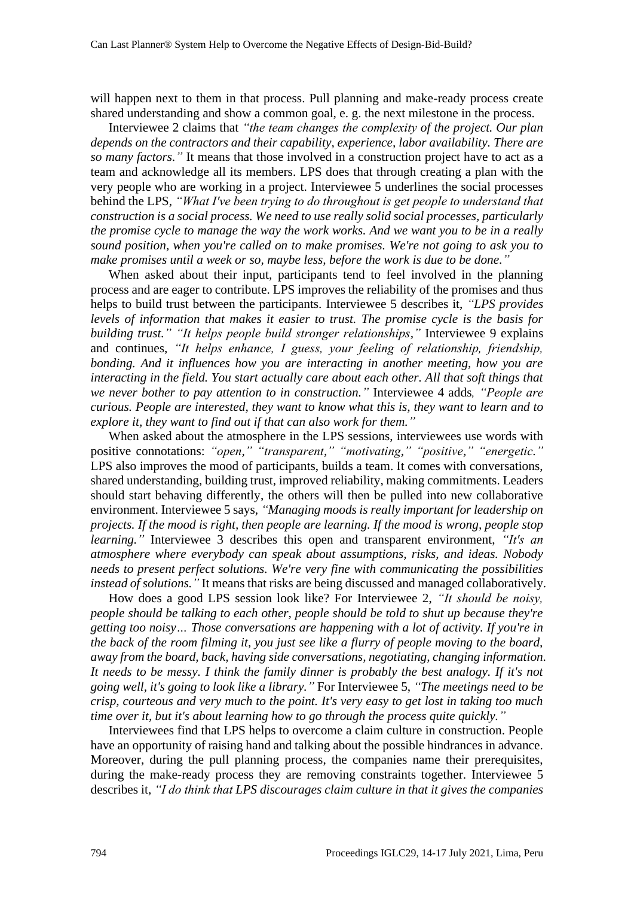will happen next to them in that process. Pull planning and make-ready process create shared understanding and show a common goal, e. g. the next milestone in the process.

Interviewee 2 claims that *"the team changes the complexity of the project. Our plan depends on the contractors and their capability, experience, labor availability. There are so many factors."* It means that those involved in a construction project have to act as a team and acknowledge all its members. LPS does that through creating a plan with the very people who are working in a project. Interviewee 5 underlines the social processes behind the LPS, *"What I've been trying to do throughout is get people to understand that construction is a social process. We need to use really solid social processes, particularly the promise cycle to manage the way the work works. And we want you to be in a really sound position, when you're called on to make promises. We're not going to ask you to make promises until a week or so, maybe less, before the work is due to be done."*

When asked about their input, participants tend to feel involved in the planning process and are eager to contribute. LPS improves the reliability of the promises and thus helps to build trust between the participants. Interviewee 5 describes it, *"LPS provides levels of information that makes it easier to trust. The promise cycle is the basis for building trust." "It helps people build stronger relationships,"* Interviewee 9 explains and continues, *"It helps enhance, I guess, your feeling of relationship, friendship, bonding. And it influences how you are interacting in another meeting, how you are interacting in the field. You start actually care about each other. All that soft things that we never bother to pay attention to in construction."* Interviewee 4 adds*, "People are curious. People are interested, they want to know what this is, they want to learn and to explore it, they want to find out if that can also work for them."*

When asked about the atmosphere in the LPS sessions, interviewees use words with positive connotations: *"open," "transparent," "motivating," "positive," "energetic."* LPS also improves the mood of participants, builds a team. It comes with conversations, shared understanding, building trust, improved reliability, making commitments. Leaders should start behaving differently, the others will then be pulled into new collaborative environment. Interviewee 5 says, *"Managing moods is really important for leadership on projects. If the mood is right, then people are learning. If the mood is wrong, people stop learning."* Interviewee 3 describes this open and transparent environment, *"It's an atmosphere where everybody can speak about assumptions, risks, and ideas. Nobody needs to present perfect solutions. We're very fine with communicating the possibilities instead of solutions."* It means that risks are being discussed and managed collaboratively.

How does a good LPS session look like? For Interviewee 2, *"It should be noisy, people should be talking to each other, people should be told to shut up because they're getting too noisy… Those conversations are happening with a lot of activity. If you're in the back of the room filming it, you just see like a flurry of people moving to the board, away from the board, back, having side conversations, negotiating, changing information. It needs to be messy. I think the family dinner is probably the best analogy. If it's not going well, it's going to look like a library."* For Interviewee 5, *"The meetings need to be crisp, courteous and very much to the point. It's very easy to get lost in taking too much time over it, but it's about learning how to go through the process quite quickly."*

Interviewees find that LPS helps to overcome a claim culture in construction. People have an opportunity of raising hand and talking about the possible hindrances in advance. Moreover, during the pull planning process, the companies name their prerequisites, during the make-ready process they are removing constraints together. Interviewee 5 describes it, *"I do think that LPS discourages claim culture in that it gives the companies*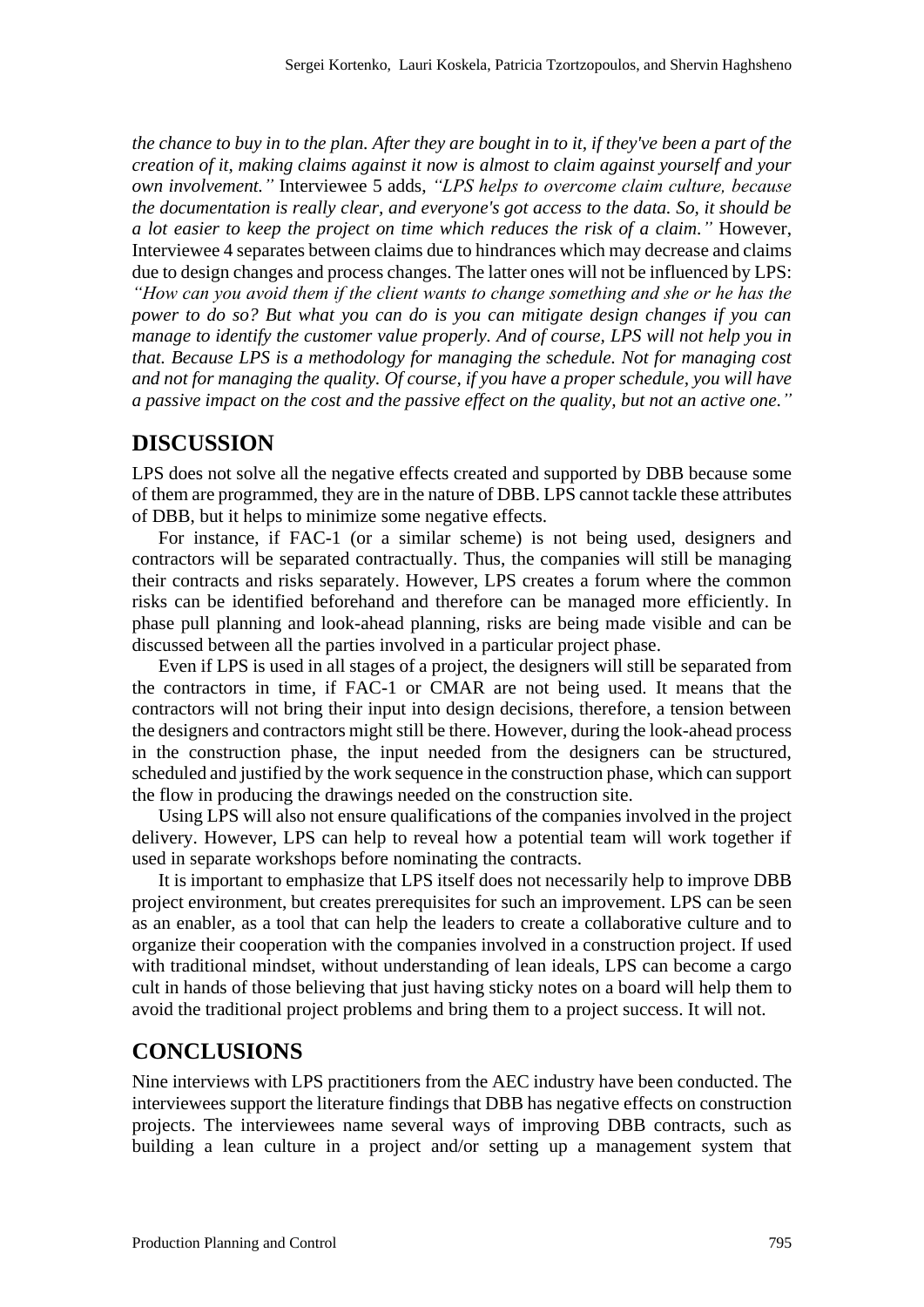*the chance to buy in to the plan. After they are bought in to it, if they've been a part of the creation of it, making claims against it now is almost to claim against yourself and your own involvement."* Interviewee 5 adds, *"LPS helps to overcome claim culture, because the documentation is really clear, and everyone's got access to the data. So, it should be a lot easier to keep the project on time which reduces the risk of a claim."* However, Interviewee 4 separates between claims due to hindrances which may decrease and claims due to design changes and process changes. The latter ones will not be influenced by LPS: *"How can you avoid them if the client wants to change something and she or he has the power to do so? But what you can do is you can mitigate design changes if you can manage to identify the customer value properly. And of course, LPS will not help you in that. Because LPS is a methodology for managing the schedule. Not for managing cost and not for managing the quality. Of course, if you have a proper schedule, you will have a passive impact on the cost and the passive effect on the quality, but not an active one."*

## DISCUSSION

LPS does not solve all the negative effects created and supported by DBB because some of them are programmed, they are in the nature of DBB. LPS cannot tackle these attributes of DBB, but it helps to minimize some negative effects.

For instance, if FAC-1 (or a similar scheme) is not being used, designers and contractors will be separated contractually. Thus, the companies will still be managing their contracts and risks separately. However, LPS creates a forum where the common risks can be identified beforehand and therefore can be managed more efficiently. In phase pull planning and look-ahead planning, risks are being made visible and can be discussed between all the parties involved in a particular project phase.

Even if LPS is used in all stages of a project, the designers will still be separated from the contractors in time, if FAC-1 or CMAR are not being used. It means that the contractors will not bring their input into design decisions, therefore, a tension between the designers and contractors might still be there. However, during the look-ahead process in the construction phase, the input needed from the designers can be structured, scheduled and justified by the work sequence in the construction phase, which can support the flow in producing the drawings needed on the construction site.

Using LPS will also not ensure qualifications of the companies involved in the project delivery. However, LPS can help to reveal how a potential team will work together if used in separate workshops before nominating the contracts.

It is important to emphasize that LPS itself does not necessarily help to improve DBB project environment, but creates prerequisites for such an improvement. LPS can be seen as an enabler, as a tool that can help the leaders to create a collaborative culture and to organize their cooperation with the companies involved in a construction project. If used with traditional mindset, without understanding of lean ideals, LPS can become a cargo cult in hands of those believing that just having sticky notes on a board will help them to avoid the traditional project problems and bring them to a project success. It will not.

## CONCLUSIONS

Nine interviews with LPS practitioners from the AEC industry have been conducted. The interviewees support the literature findings that DBB has negative effects on construction projects. The interviewees name several ways of improving DBB contracts, such as building a lean culture in a project and/or setting up a management system that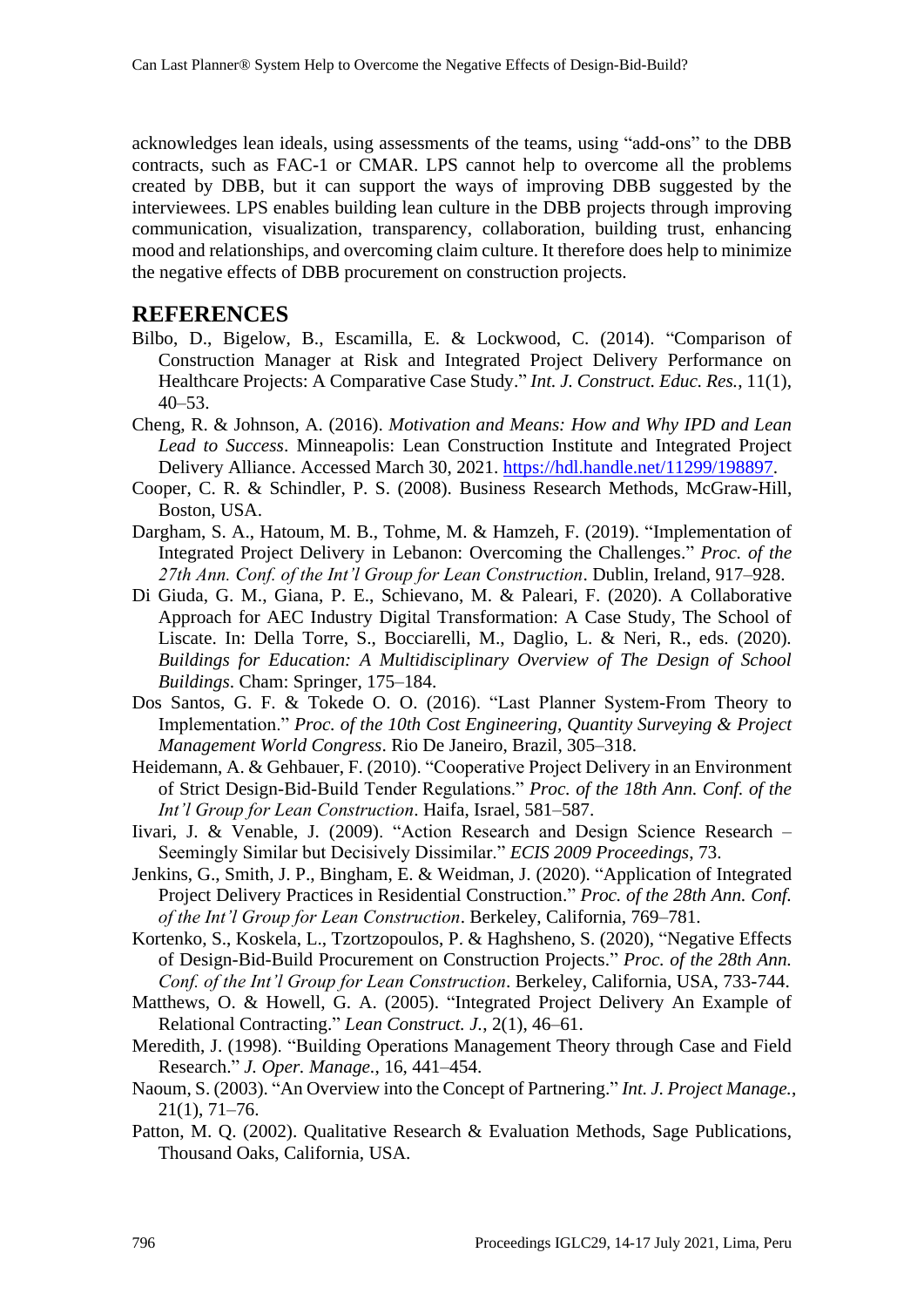acknowledges lean ideals, using assessments of the teams, using "add-ons" to the DBB contracts, such as FAC-1 or CMAR. LPS cannot help to overcome all the problems created by DBB, but it can support the ways of improving DBB suggested by the interviewees. LPS enables building lean culture in the DBB projects through improving communication, visualization, transparency, collaboration, building trust, enhancing mood and relationships, and overcoming claim culture. It therefore does help to minimize the negative effects of DBB procurement on construction projects.

## REFERENCES

Bilbo, D., Bigelow, B., Escamilla, E. & Lockwood, C. (2014). "Comparison of Construction Manager at Risk and Integrated Project Delivery Performance on Healthcare Projects: A Comparative Case Study." *Int. J. Construct. Educ. Res.*, 11(1), 40–53.

Cheng, R. & Johnson, A. (2016). *Motivation and Means: How and Why IPD and Lean Lead to Success*. Minneapolis: Lean Construction Institute and Integrated Project Delivery Alliance. Accessed March 30, 2021. https://hdl.handle.net/11299/198897.

Cooper, C. R. & Schindler, P. S. (2008). Business Research Methods, McGraw-Hill, Boston, USA.

Dargham, S. A., Hatoum, M. B., Tohme, M. & Hamzeh, F. (2019). "Implementation of Integrated Project Delivery in Lebanon: Overcoming the Challenges." *Proc. of the 27th Ann. Conf. of the Int'l Group for Lean Construction*. Dublin, Ireland, 917–928.

Di Giuda, G. M., Giana, P. E., Schievano, M. & Paleari, F. (2020). A Collaborative Approach for AEC Industry Digital Transformation: A Case Study, The School of Liscate. In: Della Torre, S., Bocciarelli, M., Daglio, L. & Neri, R., eds. (2020). *Buildings for Education: A Multidisciplinary Overview of The Design of School Buildings*. Cham: Springer, 175–184.

Dos Santos, G. F. & Tokede O. O. (2016). "Last Planner System-From Theory to Implementation." *Proc. of the 10th Cost Engineering, Quantity Surveying & Project Management World Congress*. Rio De Janeiro, Brazil, 305–318.

Heidemann, A. & Gehbauer, F. (2010). "Cooperative Project Delivery in an Environment of Strict Design-Bid-Build Tender Regulations." *Proc. of the 18th Ann. Conf. of the Int'l Group for Lean Construction*. Haifa, Israel, 581–587.

Iivari, J. & Venable, J. (2009). "Action Research and Design Science Research – Seemingly Similar but Decisively Dissimilar." *ECIS 2009 Proceedings*, 73.

Jenkins, G., Smith, J. P., Bingham, E. & Weidman, J. (2020). "Application of Integrated Project Delivery Practices in Residential Construction." *Proc. of the 28th Ann. Conf. of the Int'l Group for Lean Construction*. Berkeley, California, 769–781.

Kortenko, S., Koskela, L., Tzortzopoulos, P. & Haghsheno, S. (2020), "Negative Effects of Design-Bid-Build Procurement on Construction Projects." *Proc. of the 28th Ann. Conf. of the Int'l Group for Lean Construction*. Berkeley, California, USA, 733-744.

Matthews, O. & Howell, G. A. (2005). "Integrated Project Delivery An Example of Relational Contracting." *Lean Construct. J.*, 2(1), 46–61.

Meredith, J. (1998). "Building Operations Management Theory through Case and Field Research." *J. Oper. Manage.*, 16, 441–454.

Naoum, S. (2003). "An Overview into the Concept of Partnering." *Int. J. Project Manage.*, 21(1), 71–76.

Patton, M. Q. (2002). Qualitative Research & Evaluation Methods, Sage Publications, Thousand Oaks, California, USA.